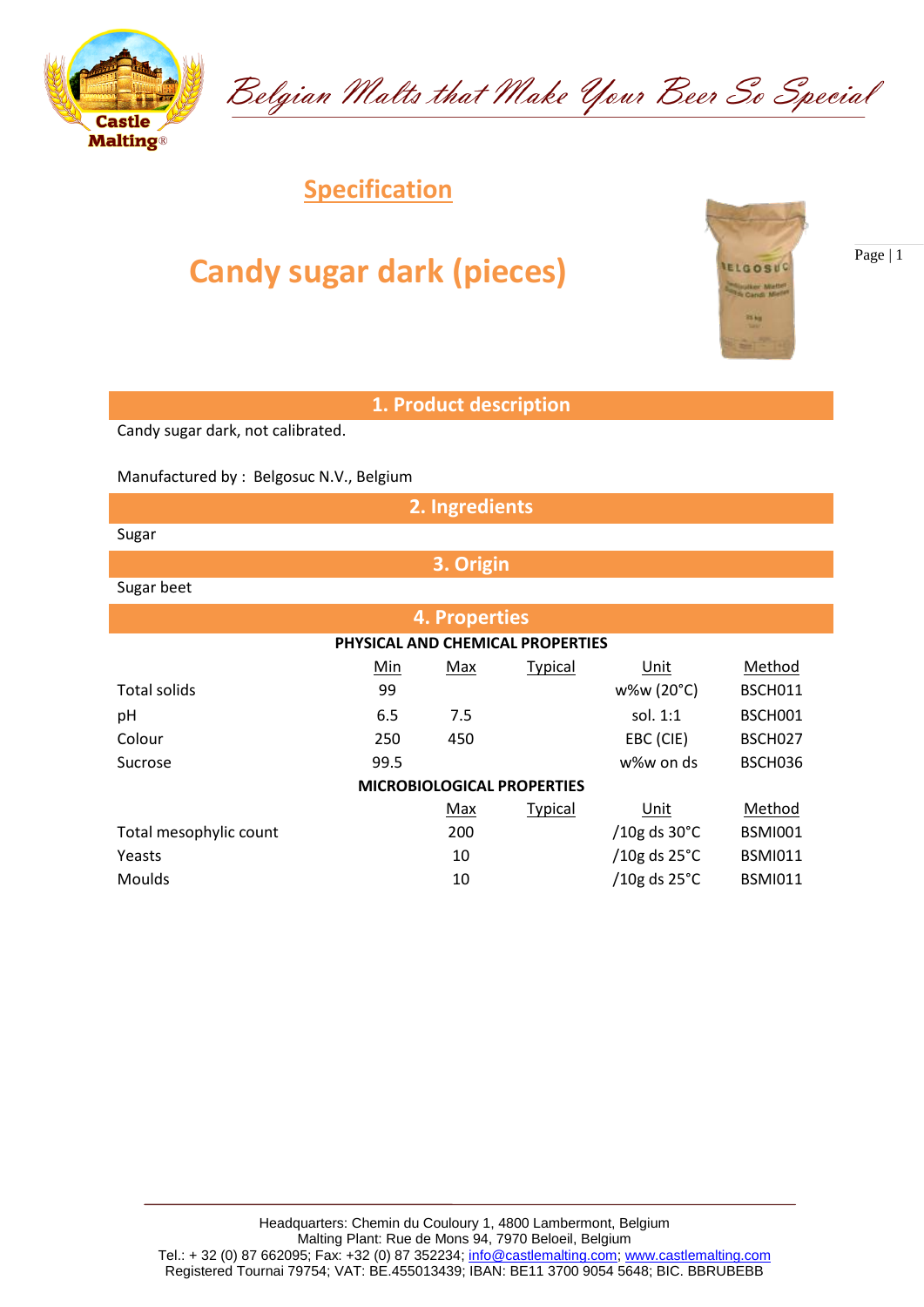*Belgian Malts that Make Your Beer So Special*

## Specification

# Candy sugar dark (pieces)

## 1. Product description

Candy sugar dark, not calibrated.

Manufactured by : Belgosuc N.V., Belgium

## 2. Ingredients

Sugar

## 3. Origin

Sugar beet

## 4. Properties

**PHYSICAL AND CHEMICAL PROPERTIES**

| | Min | Max | Typical | Unit | Method |
|---|---|---|---|---|---|
| Total solids | 99 | | | w%w (20°C) | BSCH011 |
| pH | 6.5 | 7.5 | | sol. 1:1 | BSCH001 |
| Colour | 250 | 450 | | EBC (CIE) | BSCH027 |
| Sucrose | 99.5 | | | w%w on ds | BSCH036 |

**MICROBIOLOGICAL PROPERTIES**

| | Max | Typical | Unit | Method |
|---|---|---|---|---|
| Total mesophylic count | 200 | | /10g ds 30°C | BSMI001 |
| Yeasts | 10 | | /10g ds 25°C | BSMI011 |
| Moulds | 10 | | /10g ds 25°C | BSMI011 |

Headquarters: Chemin du Couloury 1, 4800 Lambermont, Belgium
Malting Plant: Rue de Mons 94, 7970 Beloeil, Belgium
Tel.: + 32 (0) 87 662095; Fax: +32 (0) 87 352234; info@castlemalting.com; www.castlemalting.com
Registered Tournai 79754; VAT: BE.455013439; IBAN: BE11 3700 9054 5648; BIC. BBRUBEBB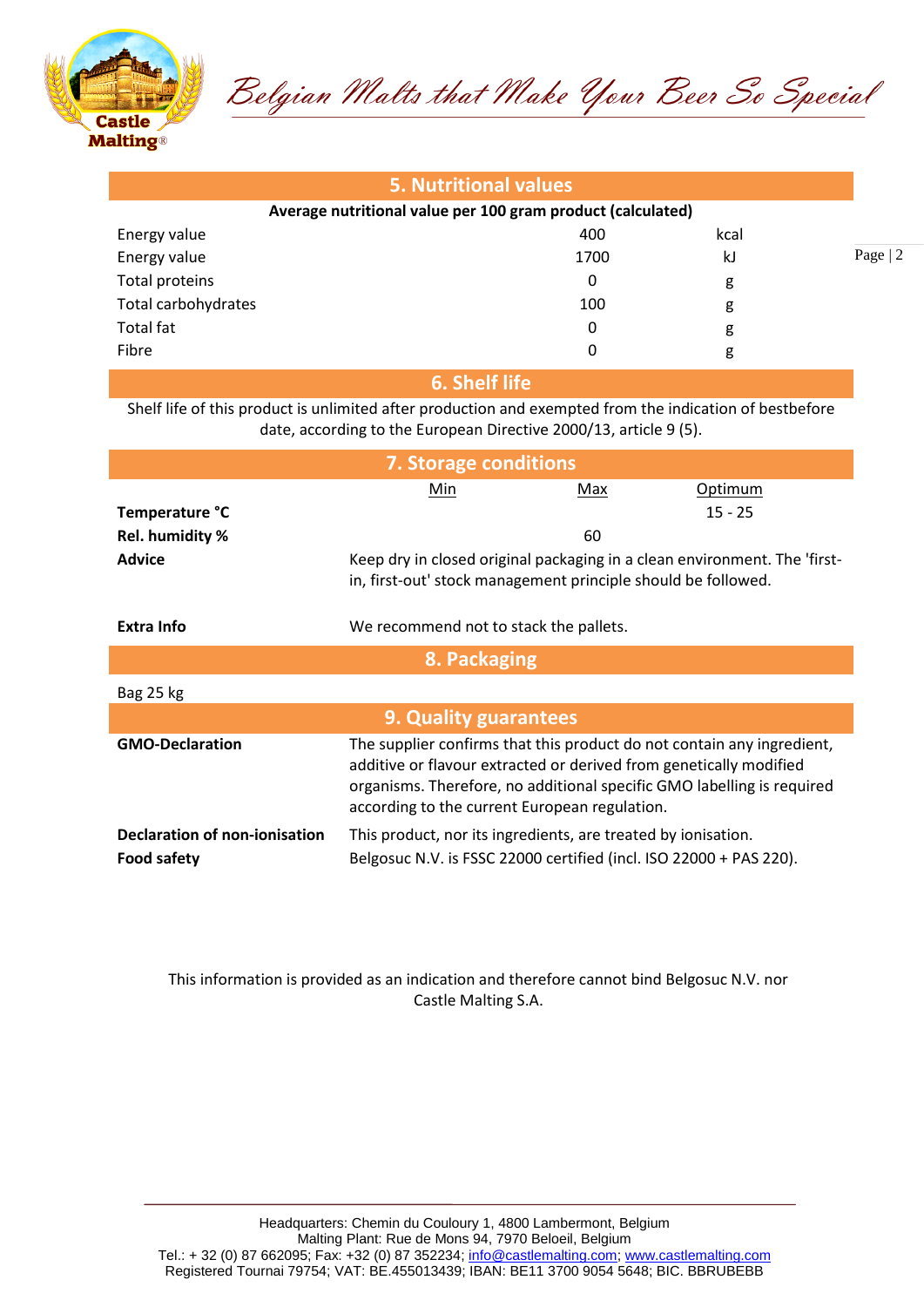## 5. Nutritional values

**Average nutritional value per 100 gram product (calculated)**

| | | |
|---|---|---|
| Energy value | 400 | kcal |
| Energy value | 1700 | kJ |
| Total proteins | 0 | g |
| Total carbohydrates | 100 | g |
| Total fat | 0 | g |
| Fibre | 0 | g |

## 6. Shelf life

Shelf life of this product is unlimited after production and exempted from the indication of bestbefore date, according to the European Directive 2000/13, article 9 (5).

## 7. Storage conditions

| | Min | Max | Optimum |
|---|---|---|---|
| **Temperature °C** | | | 15 - 25 |
| **Rel. humidity %** | | 60 | |

**Advice** Keep dry in closed original packaging in a clean environment. The 'first-in, first-out' stock management principle should be followed.

**Extra Info** We recommend not to stack the pallets.

## 8. Packaging

Bag 25 kg

## 9. Quality guarantees

**GMO-Declaration** The supplier confirms that this product do not contain any ingredient, additive or flavour extracted or derived from genetically modified organisms. Therefore, no additional specific GMO labelling is required according to the current European regulation.

**Declaration of non-ionisation** This product, nor its ingredients, are treated by ionisation.

**Food safety** Belgosuc N.V. is FSSC 22000 certified (incl. ISO 22000 + PAS 220).

This information is provided as an indication and therefore cannot bind Belgosuc N.V. nor Castle Malting S.A.

Headquarters: Chemin du Couloury 1, 4800 Lambermont, Belgium
Malting Plant: Rue de Mons 94, 7970 Beloeil, Belgium
Tel.: + 32 (0) 87 662095; Fax: +32 (0) 87 352234; info@castlemalting.com; www.castlemalting.com
Registered Tournai 79754; VAT: BE.455013439; IBAN: BE11 3700 9054 5648; BIC. BBRUBEBB